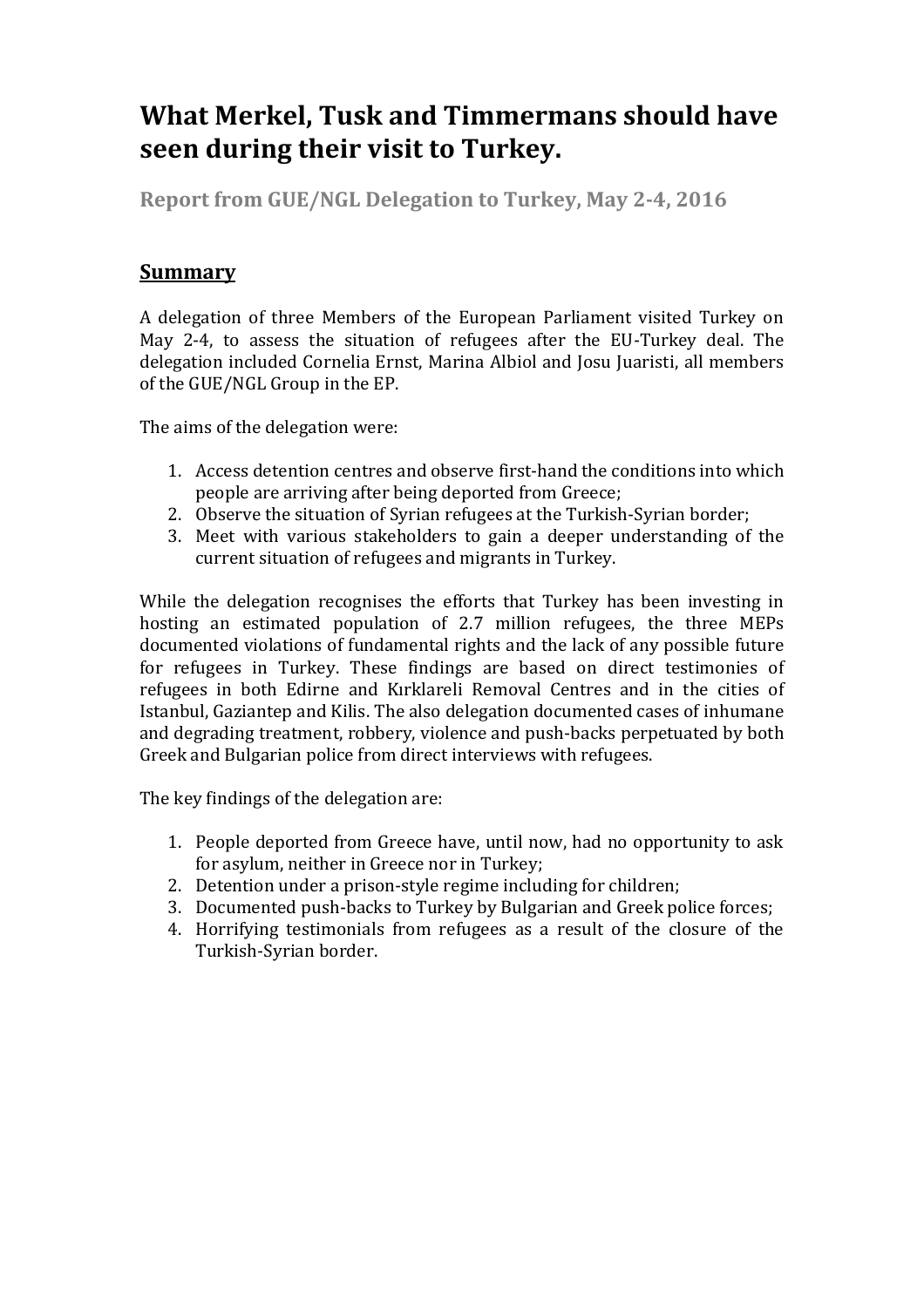# What Merkel, Tusk and Timmermans should have seen during their visit to Turkey.

**Report from GUE/NGL Delegation to Turkey, May 2-4, 2016**

## Summary

A delegation of three Members of the European Parliament visited Turkey on May 2-4, to assess the situation of refugees after the EU-Turkey deal. The delegation included Cornelia Ernst, Marina Albiol and Josu Juaristi, all members of the GUE/NGL Group in the EP.

The aims of the delegation were:

1. Access detention centres and observe first-hand the conditions into which people are arriving after being deported from Greece;
2. Observe the situation of Syrian refugees at the Turkish-Syrian border;
3. Meet with various stakeholders to gain a deeper understanding of the current situation of refugees and migrants in Turkey.

While the delegation recognises the efforts that Turkey has been investing in hosting an estimated population of 2.7 million refugees, the three MEPs documented violations of fundamental rights and the lack of any possible future for refugees in Turkey. These findings are based on direct testimonies of refugees in both Edirne and Kırklareli Removal Centres and in the cities of Istanbul, Gaziantep and Kilis. The also delegation documented cases of inhumane and degrading treatment, robbery, violence and push-backs perpetuated by both Greek and Bulgarian police from direct interviews with refugees.

The key findings of the delegation are:

1. People deported from Greece have, until now, had no opportunity to ask for asylum, neither in Greece nor in Turkey;
2. Detention under a prison-style regime including for children;
3. Documented push-backs to Turkey by Bulgarian and Greek police forces;
4. Horrifying testimonials from refugees as a result of the closure of the Turkish-Syrian border.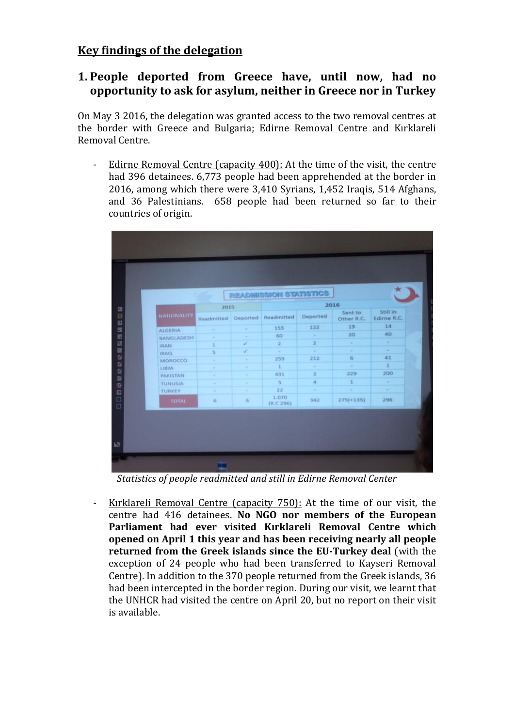## Key findings of the delegation

## 1. People deported from Greece have, until now, had no opportunity to ask for asylum, neither in Greece nor in Turkey

On May 3 2016, the delegation was granted access to the two removal centres at the border with Greece and Bulgaria; Edirne Removal Centre and Kırklareli Removal Centre.

- Edirne Removal Centre (capacity 400): At the time of the visit, the centre had 396 detainees. 6,773 people had been apprehended at the border in 2016, among which there were 3,410 Syrians, 1,452 Iraqis, 514 Afghans, and 36 Palestinians. 658 people had been returned so far to their countries of origin.

READMISSION STATISTICS

| NATIONALITY | 2015 | | 2016 | | | |
|---|---|---|---|---|---|---|
| | Readmitted | Deported | Readmitted | Deported | Sent to Other R.C. | Still in Edirne R.C. |
| ALGERIA | - | - | 155 | 122 | 19 | 14 |
| BANGLADESH | - | - | 60 | - | 20 | 40 |
| IRAN | 1 | ✓ | 2 | 2 | - | - |
| IRAQ | 5 | ✓ | - | - | - | - |
| MOROCCO | - | - | 259 | 212 | 6 | 41 |
| LIBYA | - | - | 1 | - | - | 1 |
| PAKISTAN | - | - | 431 | 2 | 229 | 200 |
| TUNUSIA | - | - | 5 | 4 | 1 | - |
| TURKEY | - | - | 22 | - | - | - |
| TOTAL | 6 | 6 | 1.070 (R.C 296) | 342 | 275(+135) | 296 |

*Statistics of people readmitted and still in Edirne Removal Center*

- Kırklareli Removal Centre (capacity 750): At the time of our visit, the centre had 416 detainees. **No NGO nor members of the European Parliament had ever visited Kırklareli Removal Centre which opened on April 1 this year and has been receiving nearly all people returned from the Greek islands since the EU-Turkey deal** (with the exception of 24 people who had been transferred to Kayseri Removal Centre). In addition to the 370 people returned from the Greek islands, 36 had been intercepted in the border region. During our visit, we learnt that the UNHCR had visited the centre on April 20, but no report on their visit is available.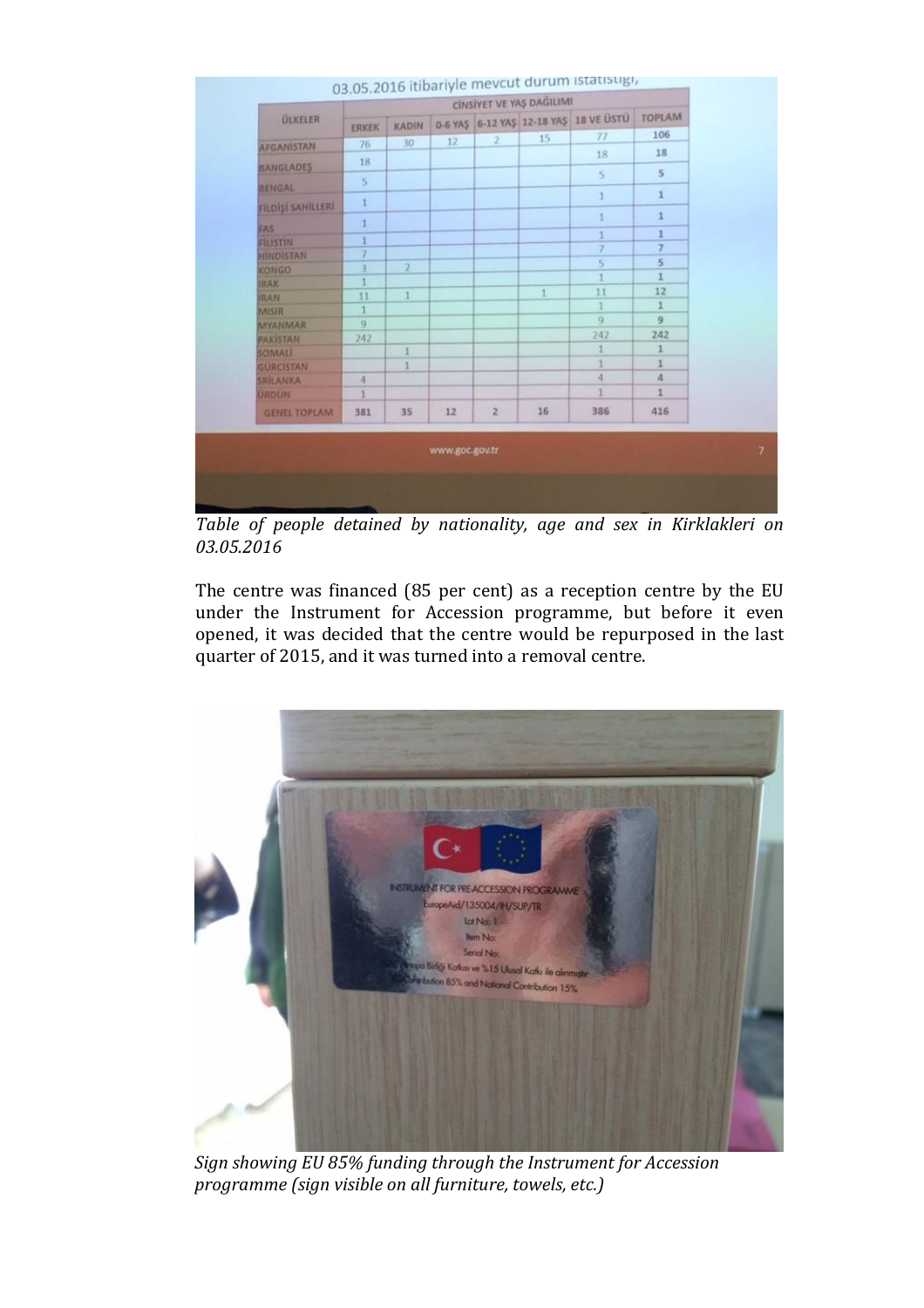03.05.2016 itibariyle mevcut durum istatistiği,

| ÜLKELER | CİNSİYET VE YAŞ DAĞILIMI | | | | | | |
|---|---|---|---|---|---|---|---|
| | ERKEK | KADIN | 0-6 YAŞ | 6-12 YAŞ | 12-18 YAŞ | 18 VE ÜSTÜ | TOPLAM |
| AFGANİSTAN | 76 | 30 | 12 | 2 | 15 | 77 | 106 |
| BANGLADEŞ | 18 | | | | | 18 | 18 |
| BENGAL | 5 | | | | | 5 | 5 |
| FİLDİŞİ SAHİLLERİ | 1 | | | | | 1 | 1 |
| FAS | 1 | | | | | 1 | 1 |
| FİLİSTİN | 1 | | | | | 1 | 1 |
| HİNDİSTAN | 7 | | | | | 7 | 7 |
| KONGO | 3 | 2 | | | | 5 | 5 |
| IRAK | 1 | | | | | 1 | 1 |
| İRAN | 11 | 1 | | | 1 | 11 | 12 |
| MISIR | 1 | | | | | 1 | 1 |
| MYANMAR | 9 | | | | | 9 | 9 |
| PAKİSTAN | 242 | | | | | 242 | 242 |
| SOMALİ | | 1 | | | | 1 | 1 |
| GÜRCİSTAN | | 1 | | | | 1 | 1 |
| SRİLANKA | 4 | | | | | 4 | 4 |
| ÜRDÜN | 1 | | | | | 1 | 1 |
| GENEL TOPLAM | 381 | 35 | 12 | 2 | 16 | 386 | 416 |

*Table of people detained by nationality, age and sex in Kirklakleri on 03.05.2016*

The centre was financed (85 per cent) as a reception centre by the EU under the Instrument for Accession programme, but before it even opened, it was decided that the centre would be repurposed in the last quarter of 2015, and it was turned into a removal centre.

*Sign showing EU 85% funding through the Instrument for Accession programme (sign visible on all furniture, towels, etc.)*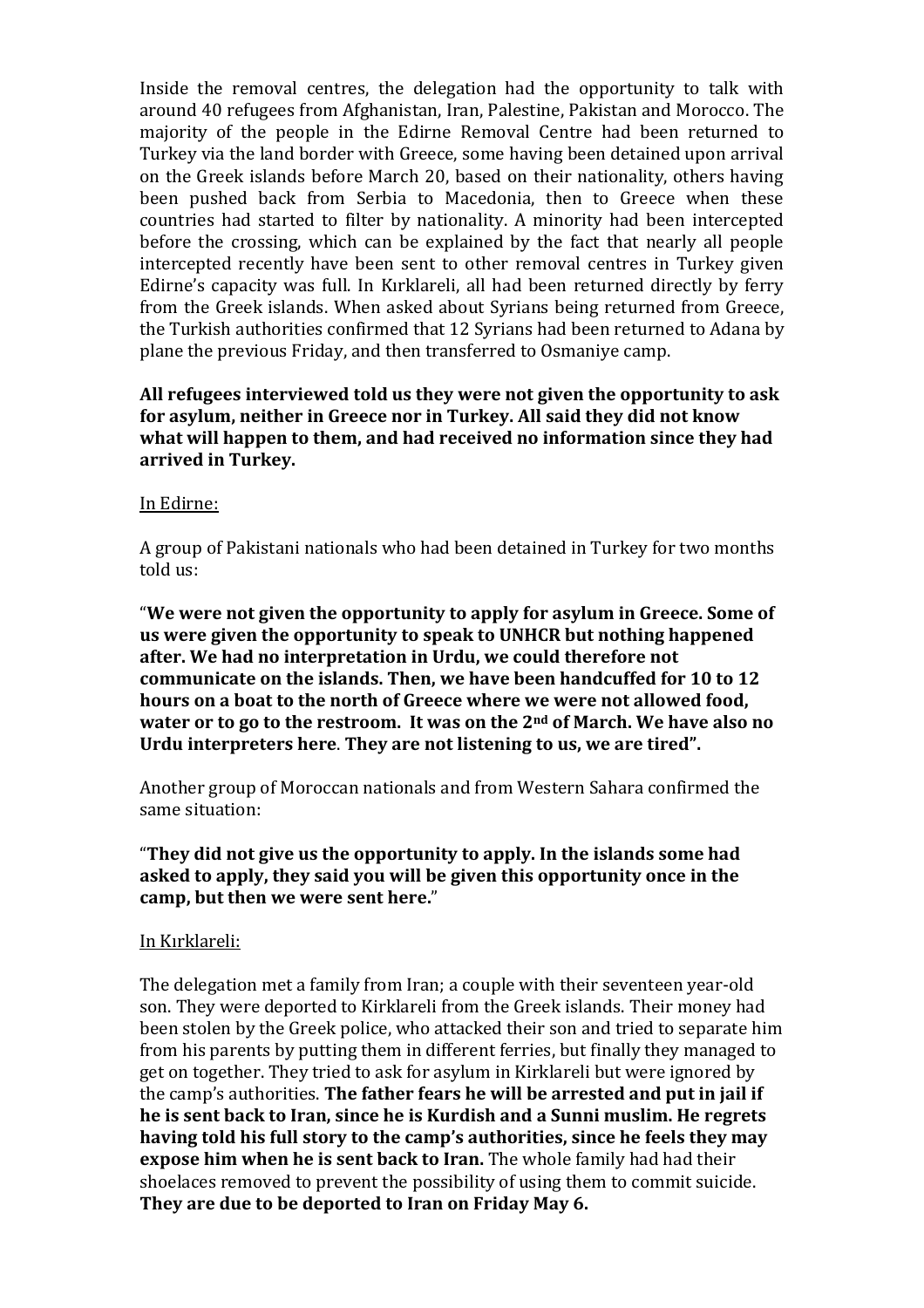Inside the removal centres, the delegation had the opportunity to talk with around 40 refugees from Afghanistan, Iran, Palestine, Pakistan and Morocco. The majority of the people in the Edirne Removal Centre had been returned to Turkey via the land border with Greece, some having been detained upon arrival on the Greek islands before March 20, based on their nationality, others having been pushed back from Serbia to Macedonia, then to Greece when these countries had started to filter by nationality. A minority had been intercepted before the crossing, which can be explained by the fact that nearly all people intercepted recently have been sent to other removal centres in Turkey given Edirne's capacity was full. In Kırklareli, all had been returned directly by ferry from the Greek islands. When asked about Syrians being returned from Greece, the Turkish authorities confirmed that 12 Syrians had been returned to Adana by plane the previous Friday, and then transferred to Osmaniye camp.

**All refugees interviewed told us they were not given the opportunity to ask for asylum, neither in Greece nor in Turkey. All said they did not know what will happen to them, and had received no information since they had arrived in Turkey.**

In Edirne:

A group of Pakistani nationals who had been detained in Turkey for two months told us:

"**We were not given the opportunity to apply for asylum in Greece. Some of us were given the opportunity to speak to UNHCR but nothing happened after. We had no interpretation in Urdu, we could therefore not communicate on the islands. Then, we have been handcuffed for 10 to 12 hours on a boat to the north of Greece where we were not allowed food, water or to go to the restroom. It was on the 2nd of March. We have also no Urdu interpreters here**. **They are not listening to us, we are tired".**

Another group of Moroccan nationals and from Western Sahara confirmed the same situation:

"**They did not give us the opportunity to apply. In the islands some had asked to apply, they said you will be given this opportunity once in the camp, but then we were sent here.**"

In Kırklareli:

The delegation met a family from Iran; a couple with their seventeen year-old son. They were deported to Kirklareli from the Greek islands. Their money had been stolen by the Greek police, who attacked their son and tried to separate him from his parents by putting them in different ferries, but finally they managed to get on together. They tried to ask for asylum in Kirklareli but were ignored by the camp's authorities. **The father fears he will be arrested and put in jail if he is sent back to Iran, since he is Kurdish and a Sunni muslim. He regrets having told his full story to the camp's authorities, since he feels they may expose him when he is sent back to Iran.** The whole family had had their shoelaces removed to prevent the possibility of using them to commit suicide. **They are due to be deported to Iran on Friday May 6.**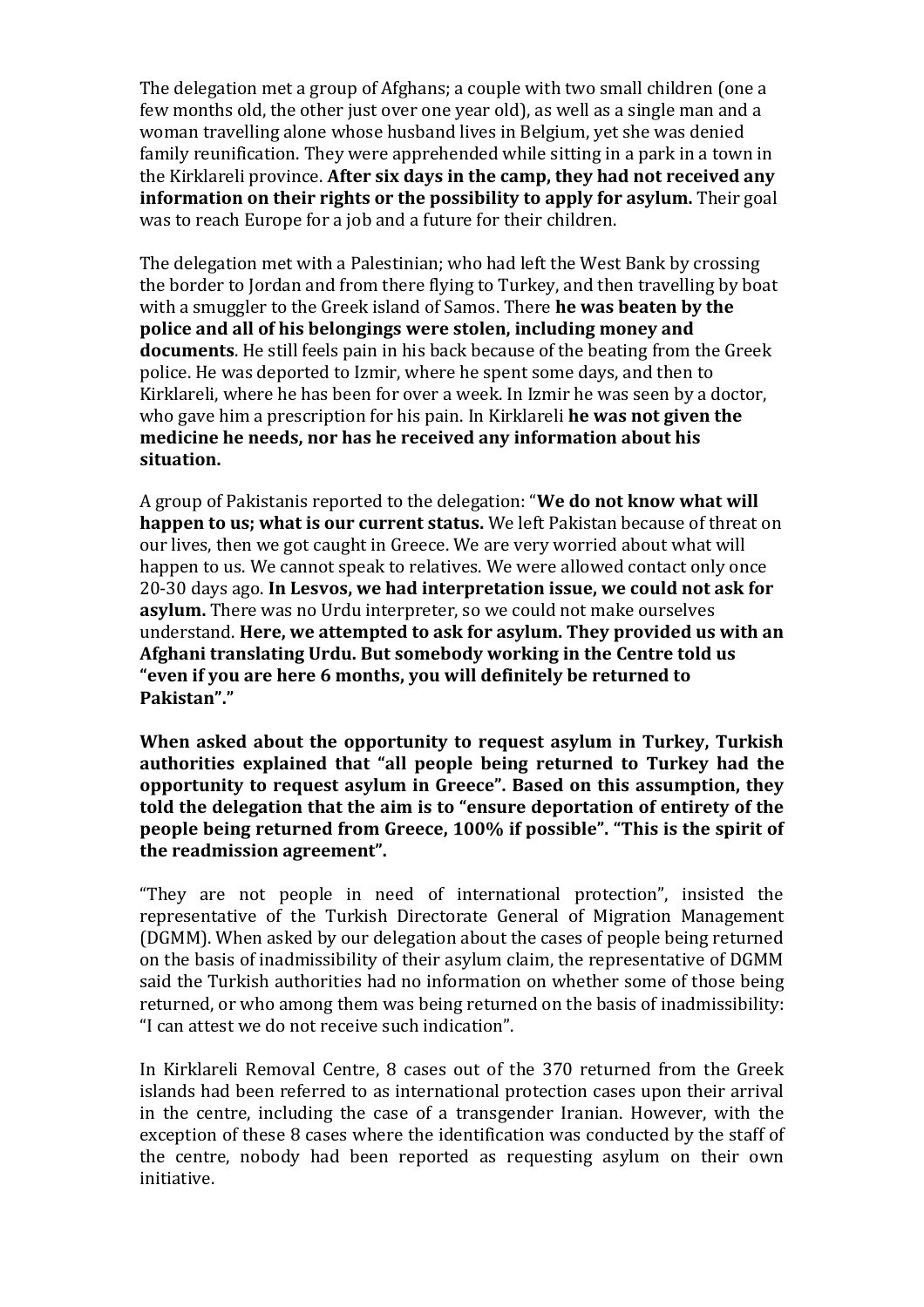The delegation met a group of Afghans; a couple with two small children (one a few months old, the other just over one year old), as well as a single man and a woman travelling alone whose husband lives in Belgium, yet she was denied family reunification. They were apprehended while sitting in a park in a town in the Kirklareli province. **After six days in the camp, they had not received any information on their rights or the possibility to apply for asylum.** Their goal was to reach Europe for a job and a future for their children.

The delegation met with a Palestinian; who had left the West Bank by crossing the border to Jordan and from there flying to Turkey, and then travelling by boat with a smuggler to the Greek island of Samos. There **he was beaten by the police and all of his belongings were stolen, including money and documents**. He still feels pain in his back because of the beating from the Greek police. He was deported to Izmir, where he spent some days, and then to Kirklareli, where he has been for over a week. In Izmir he was seen by a doctor, who gave him a prescription for his pain. In Kirklareli **he was not given the medicine he needs, nor has he received any information about his situation.**

A group of Pakistanis reported to the delegation: "**We do not know what will happen to us; what is our current status.** We left Pakistan because of threat on our lives, then we got caught in Greece. We are very worried about what will happen to us. We cannot speak to relatives. We were allowed contact only once 20-30 days ago. **In Lesvos, we had interpretation issue, we could not ask for asylum.** There was no Urdu interpreter, so we could not make ourselves understand. **Here, we attempted to ask for asylum. They provided us with an Afghani translating Urdu. But somebody working in the Centre told us "even if you are here 6 months, you will definitely be returned to Pakistan"."**

**When asked about the opportunity to request asylum in Turkey, Turkish authorities explained that "all people being returned to Turkey had the opportunity to request asylum in Greece". Based on this assumption, they told the delegation that the aim is to "ensure deportation of entirety of the people being returned from Greece, 100% if possible". "This is the spirit of the readmission agreement".**

"They are not people in need of international protection", insisted the representative of the Turkish Directorate General of Migration Management (DGMM). When asked by our delegation about the cases of people being returned on the basis of inadmissibility of their asylum claim, the representative of DGMM said the Turkish authorities had no information on whether some of those being returned, or who among them was being returned on the basis of inadmissibility: "I can attest we do not receive such indication".

In Kirklareli Removal Centre, 8 cases out of the 370 returned from the Greek islands had been referred to as international protection cases upon their arrival in the centre, including the case of a transgender Iranian. However, with the exception of these 8 cases where the identification was conducted by the staff of the centre, nobody had been reported as requesting asylum on their own initiative.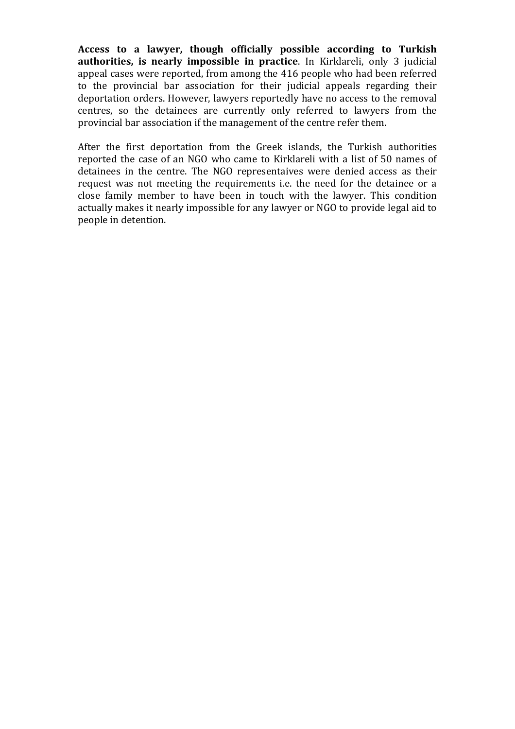**Access to a lawyer, though officially possible according to Turkish authorities, is nearly impossible in practice**. In Kirklareli, only 3 judicial appeal cases were reported, from among the 416 people who had been referred to the provincial bar association for their judicial appeals regarding their deportation orders. However, lawyers reportedly have no access to the removal centres, so the detainees are currently only referred to lawyers from the provincial bar association if the management of the centre refer them.

After the first deportation from the Greek islands, the Turkish authorities reported the case of an NGO who came to Kirklareli with a list of 50 names of detainees in the centre. The NGO representaives were denied access as their request was not meeting the requirements i.e. the need for the detainee or a close family member to have been in touch with the lawyer. This condition actually makes it nearly impossible for any lawyer or NGO to provide legal aid to people in detention.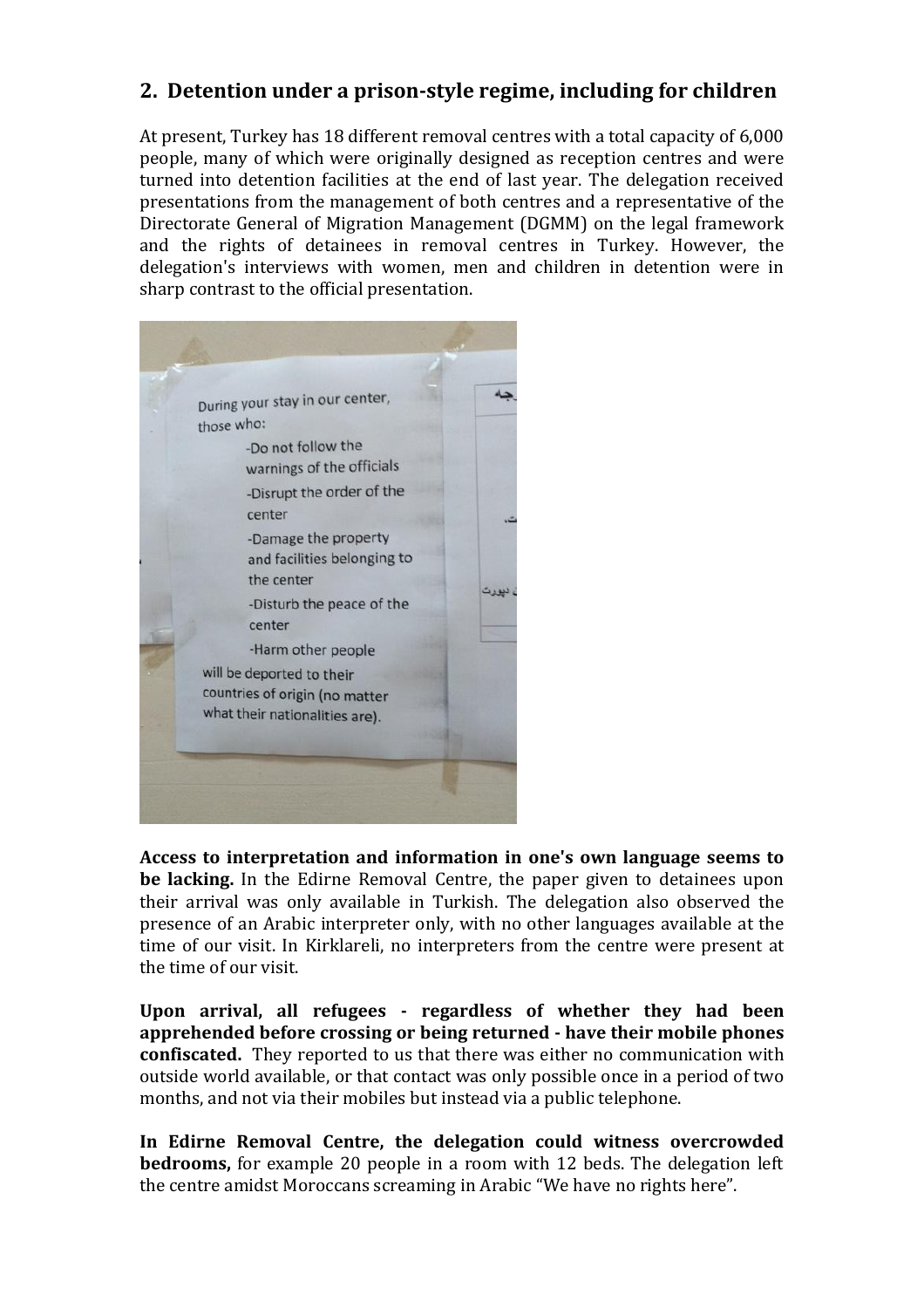## 2. Detention under a prison-style regime, including for children

At present, Turkey has 18 different removal centres with a total capacity of 6,000 people, many of which were originally designed as reception centres and were turned into detention facilities at the end of last year. The delegation received presentations from the management of both centres and a representative of the Directorate General of Migration Management (DGMM) on the legal framework and the rights of detainees in removal centres in Turkey. However, the delegation's interviews with women, men and children in detention were in sharp contrast to the official presentation.

**Access to interpretation and information in one's own language seems to be lacking.** In the Edirne Removal Centre, the paper given to detainees upon their arrival was only available in Turkish. The delegation also observed the presence of an Arabic interpreter only, with no other languages available at the time of our visit. In Kirklareli, no interpreters from the centre were present at the time of our visit.

**Upon arrival, all refugees - regardless of whether they had been apprehended before crossing or being returned - have their mobile phones confiscated.** They reported to us that there was either no communication with outside world available, or that contact was only possible once in a period of two months, and not via their mobiles but instead via a public telephone.

**In Edirne Removal Centre, the delegation could witness overcrowded bedrooms,** for example 20 people in a room with 12 beds. The delegation left the centre amidst Moroccans screaming in Arabic "We have no rights here".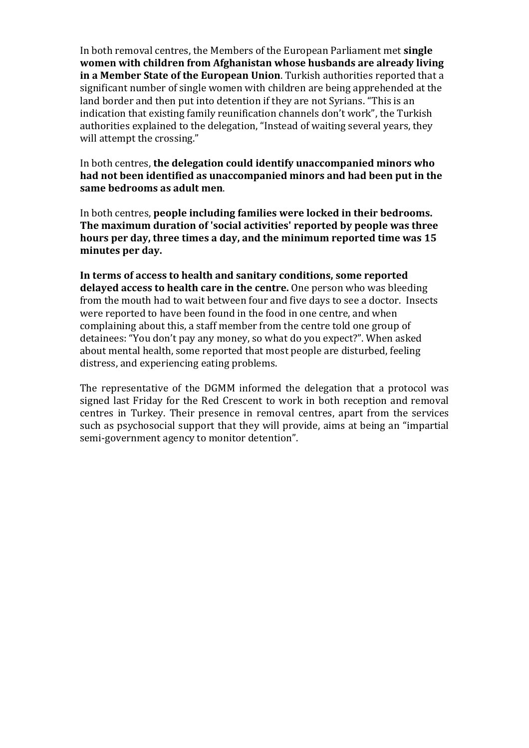In both removal centres, the Members of the European Parliament met **single women with children from Afghanistan whose husbands are already living in a Member State of the European Union**. Turkish authorities reported that a significant number of single women with children are being apprehended at the land border and then put into detention if they are not Syrians. "This is an indication that existing family reunification channels don't work", the Turkish authorities explained to the delegation, "Instead of waiting several years, they will attempt the crossing."

In both centres, **the delegation could identify unaccompanied minors who had not been identified as unaccompanied minors and had been put in the same bedrooms as adult men**.

In both centres, **people including families were locked in their bedrooms. The maximum duration of 'social activities' reported by people was three hours per day, three times a day, and the minimum reported time was 15 minutes per day.**

**In terms of access to health and sanitary conditions, some reported delayed access to health care in the centre.** One person who was bleeding from the mouth had to wait between four and five days to see a doctor. Insects were reported to have been found in the food in one centre, and when complaining about this, a staff member from the centre told one group of detainees: "You don't pay any money, so what do you expect?". When asked about mental health, some reported that most people are disturbed, feeling distress, and experiencing eating problems.

The representative of the DGMM informed the delegation that a protocol was signed last Friday for the Red Crescent to work in both reception and removal centres in Turkey. Their presence in removal centres, apart from the services such as psychosocial support that they will provide, aims at being an "impartial semi-government agency to monitor detention".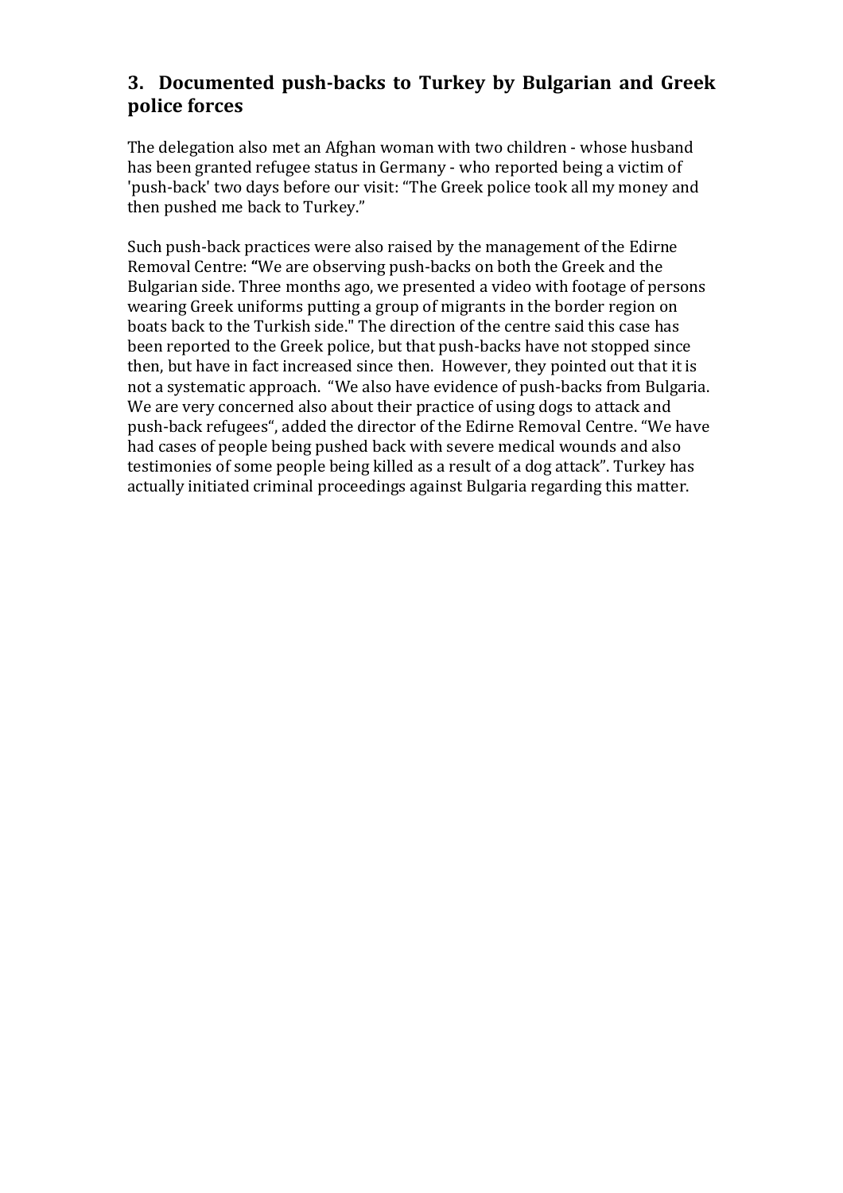## 3. Documented push-backs to Turkey by Bulgarian and Greek police forces

The delegation also met an Afghan woman with two children - whose husband has been granted refugee status in Germany - who reported being a victim of 'push-back' two days before our visit: "The Greek police took all my money and then pushed me back to Turkey."

Such push-back practices were also raised by the management of the Edirne Removal Centre: **"**We are observing push-backs on both the Greek and the Bulgarian side. Three months ago, we presented a video with footage of persons wearing Greek uniforms putting a group of migrants in the border region on boats back to the Turkish side." The direction of the centre said this case has been reported to the Greek police, but that push-backs have not stopped since then, but have in fact increased since then. However, they pointed out that it is not a systematic approach. "We also have evidence of push-backs from Bulgaria. We are very concerned also about their practice of using dogs to attack and push-back refugees", added the director of the Edirne Removal Centre. "We have had cases of people being pushed back with severe medical wounds and also testimonies of some people being killed as a result of a dog attack". Turkey has actually initiated criminal proceedings against Bulgaria regarding this matter.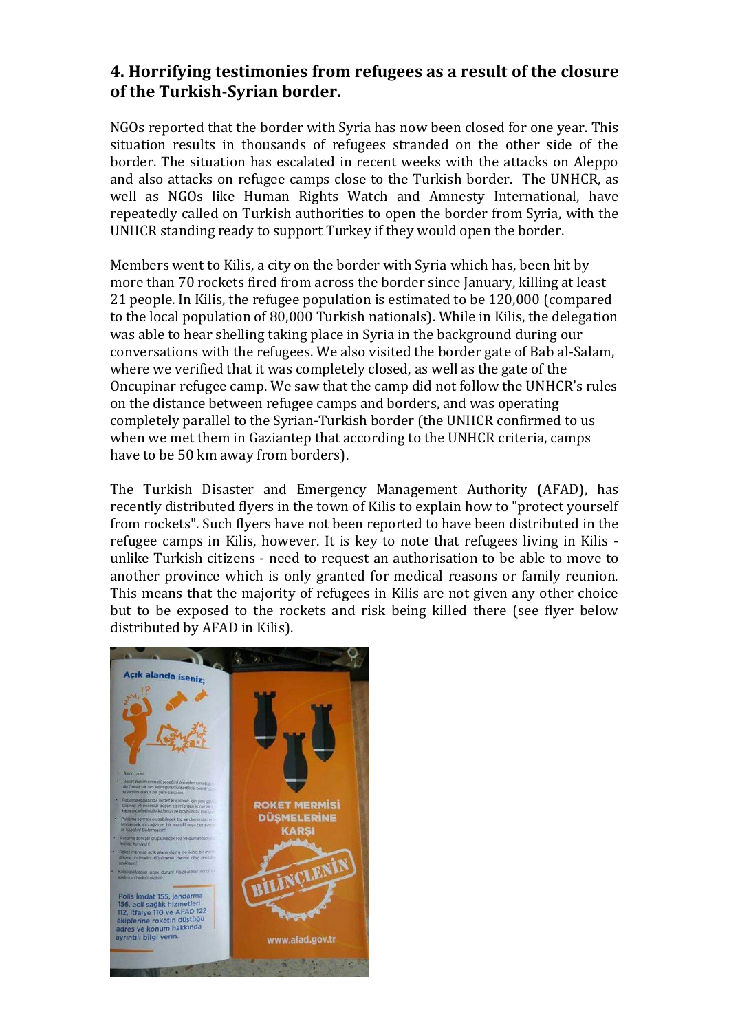## 4. Horrifying testimonies from refugees as a result of the closure of the Turkish-Syrian border.

NGOs reported that the border with Syria has now been closed for one year. This situation results in thousands of refugees stranded on the other side of the border. The situation has escalated in recent weeks with the attacks on Aleppo and also attacks on refugee camps close to the Turkish border. The UNHCR, as well as NGOs like Human Rights Watch and Amnesty International, have repeatedly called on Turkish authorities to open the border from Syria, with the UNHCR standing ready to support Turkey if they would open the border.

Members went to Kilis, a city on the border with Syria which has, been hit by more than 70 rockets fired from across the border since January, killing at least 21 people. In Kilis, the refugee population is estimated to be 120,000 (compared to the local population of 80,000 Turkish nationals). While in Kilis, the delegation was able to hear shelling taking place in Syria in the background during our conversations with the refugees. We also visited the border gate of Bab al-Salam, where we verified that it was completely closed, as well as the gate of the Oncupinar refugee camp. We saw that the camp did not follow the UNHCR's rules on the distance between refugee camps and borders, and was operating completely parallel to the Syrian-Turkish border (the UNHCR confirmed to us when we met them in Gaziantep that according to the UNHCR criteria, camps have to be 50 km away from borders).

The Turkish Disaster and Emergency Management Authority (AFAD), has recently distributed flyers in the town of Kilis to explain how to "protect yourself from rockets". Such flyers have not been reported to have been distributed in the refugee camps in Kilis, however. It is key to note that refugees living in Kilis - unlike Turkish citizens - need to request an authorisation to be able to move to another province which is only granted for medical reasons or family reunion. This means that the majority of refugees in Kilis are not given any other choice but to be exposed to the rockets and risk being killed there (see flyer below distributed by AFAD in Kilis).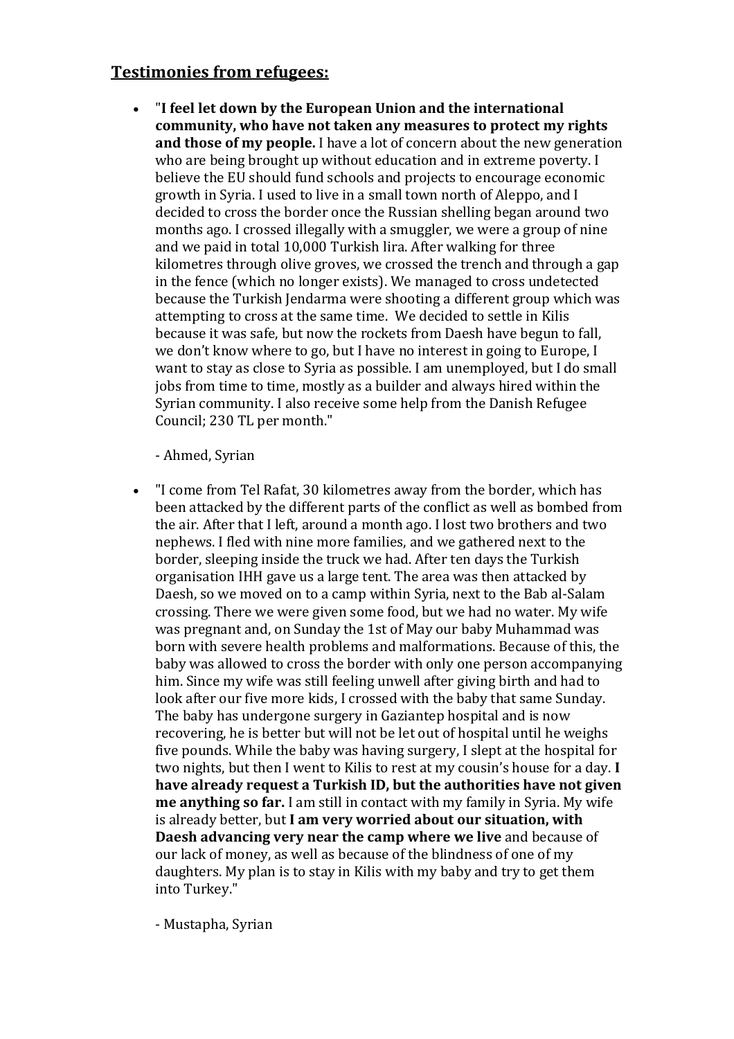## Testimonies from refugees:

- "**I feel let down by the European Union and the international community, who have not taken any measures to protect my rights and those of my people.** I have a lot of concern about the new generation who are being brought up without education and in extreme poverty. I believe the EU should fund schools and projects to encourage economic growth in Syria. I used to live in a small town north of Aleppo, and I decided to cross the border once the Russian shelling began around two months ago. I crossed illegally with a smuggler, we were a group of nine and we paid in total 10,000 Turkish lira. After walking for three kilometres through olive groves, we crossed the trench and through a gap in the fence (which no longer exists). We managed to cross undetected because the Turkish Jendarma were shooting a different group which was attempting to cross at the same time. We decided to settle in Kilis because it was safe, but now the rockets from Daesh have begun to fall, we don't know where to go, but I have no interest in going to Europe, I want to stay as close to Syria as possible. I am unemployed, but I do small jobs from time to time, mostly as a builder and always hired within the Syrian community. I also receive some help from the Danish Refugee Council; 230 TL per month."

  - Ahmed, Syrian

- "I come from Tel Rafat, 30 kilometres away from the border, which has been attacked by the different parts of the conflict as well as bombed from the air. After that I left, around a month ago. I lost two brothers and two nephews. I fled with nine more families, and we gathered next to the border, sleeping inside the truck we had. After ten days the Turkish organisation IHH gave us a large tent. The area was then attacked by Daesh, so we moved on to a camp within Syria, next to the Bab al-Salam crossing. There we were given some food, but we had no water. My wife was pregnant and, on Sunday the 1st of May our baby Muhammad was born with severe health problems and malformations. Because of this, the baby was allowed to cross the border with only one person accompanying him. Since my wife was still feeling unwell after giving birth and had to look after our five more kids, I crossed with the baby that same Sunday. The baby has undergone surgery in Gaziantep hospital and is now recovering, he is better but will not be let out of hospital until he weighs five pounds. While the baby was having surgery, I slept at the hospital for two nights, but then I went to Kilis to rest at my cousin's house for a day. **I have already request a Turkish ID, but the authorities have not given me anything so far.** I am still in contact with my family in Syria. My wife is already better, but **I am very worried about our situation, with Daesh advancing very near the camp where we live** and because of our lack of money, as well as because of the blindness of one of my daughters. My plan is to stay in Kilis with my baby and try to get them into Turkey."

  - Mustapha, Syrian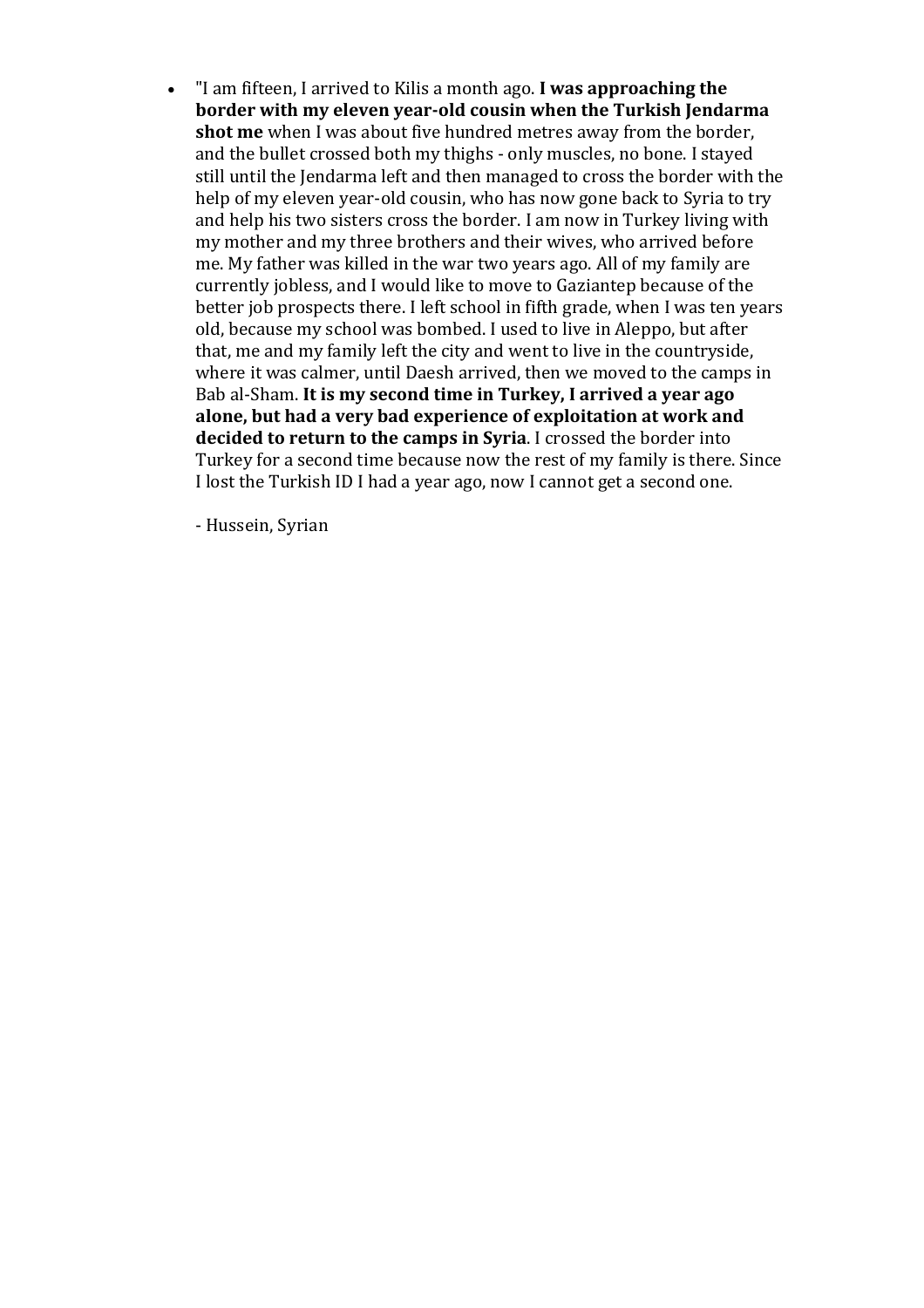- "I am fifteen, I arrived to Kilis a month ago. **I was approaching the border with my eleven year-old cousin when the Turkish Jendarma shot me** when I was about five hundred metres away from the border, and the bullet crossed both my thighs - only muscles, no bone. I stayed still until the Jendarma left and then managed to cross the border with the help of my eleven year-old cousin, who has now gone back to Syria to try and help his two sisters cross the border. I am now in Turkey living with my mother and my three brothers and their wives, who arrived before me. My father was killed in the war two years ago. All of my family are currently jobless, and I would like to move to Gaziantep because of the better job prospects there. I left school in fifth grade, when I was ten years old, because my school was bombed. I used to live in Aleppo, but after that, me and my family left the city and went to live in the countryside, where it was calmer, until Daesh arrived, then we moved to the camps in Bab al-Sham. **It is my second time in Turkey, I arrived a year ago alone, but had a very bad experience of exploitation at work and decided to return to the camps in Syria**. I crossed the border into Turkey for a second time because now the rest of my family is there. Since I lost the Turkish ID I had a year ago, now I cannot get a second one.

  - Hussein, Syrian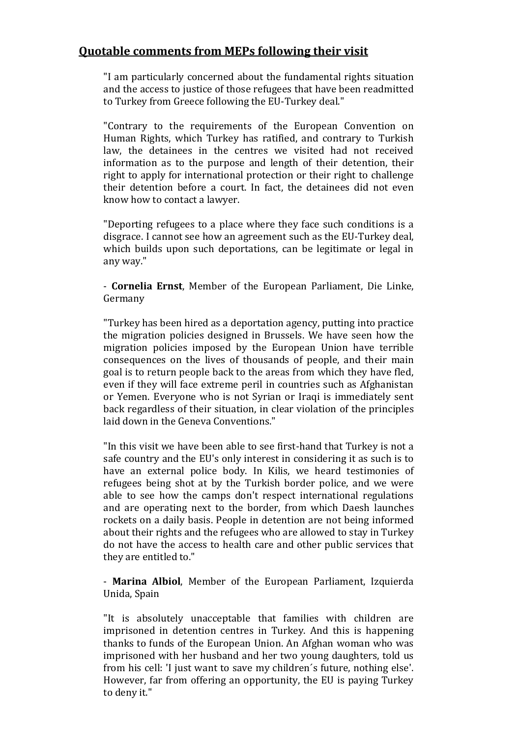## Quotable comments from MEPs following their visit

"I am particularly concerned about the fundamental rights situation and the access to justice of those refugees that have been readmitted to Turkey from Greece following the EU-Turkey deal."

"Contrary to the requirements of the European Convention on Human Rights, which Turkey has ratified, and contrary to Turkish law, the detainees in the centres we visited had not received information as to the purpose and length of their detention, their right to apply for international protection or their right to challenge their detention before a court. In fact, the detainees did not even know how to contact a lawyer.

"Deporting refugees to a place where they face such conditions is a disgrace. I cannot see how an agreement such as the EU-Turkey deal, which builds upon such deportations, can be legitimate or legal in any way."

- **Cornelia Ernst**, Member of the European Parliament, Die Linke, Germany

"Turkey has been hired as a deportation agency, putting into practice the migration policies designed in Brussels. We have seen how the migration policies imposed by the European Union have terrible consequences on the lives of thousands of people, and their main goal is to return people back to the areas from which they have fled, even if they will face extreme peril in countries such as Afghanistan or Yemen. Everyone who is not Syrian or Iraqi is immediately sent back regardless of their situation, in clear violation of the principles laid down in the Geneva Conventions."

"In this visit we have been able to see first-hand that Turkey is not a safe country and the EU's only interest in considering it as such is to have an external police body. In Kilis, we heard testimonies of refugees being shot at by the Turkish border police, and we were able to see how the camps don't respect international regulations and are operating next to the border, from which Daesh launches rockets on a daily basis. People in detention are not being informed about their rights and the refugees who are allowed to stay in Turkey do not have the access to health care and other public services that they are entitled to."

- **Marina Albiol**, Member of the European Parliament, Izquierda Unida, Spain

"It is absolutely unacceptable that families with children are imprisoned in detention centres in Turkey. And this is happening thanks to funds of the European Union. An Afghan woman who was imprisoned with her husband and her two young daughters, told us from his cell: 'I just want to save my children´s future, nothing else'. However, far from offering an opportunity, the EU is paying Turkey to deny it."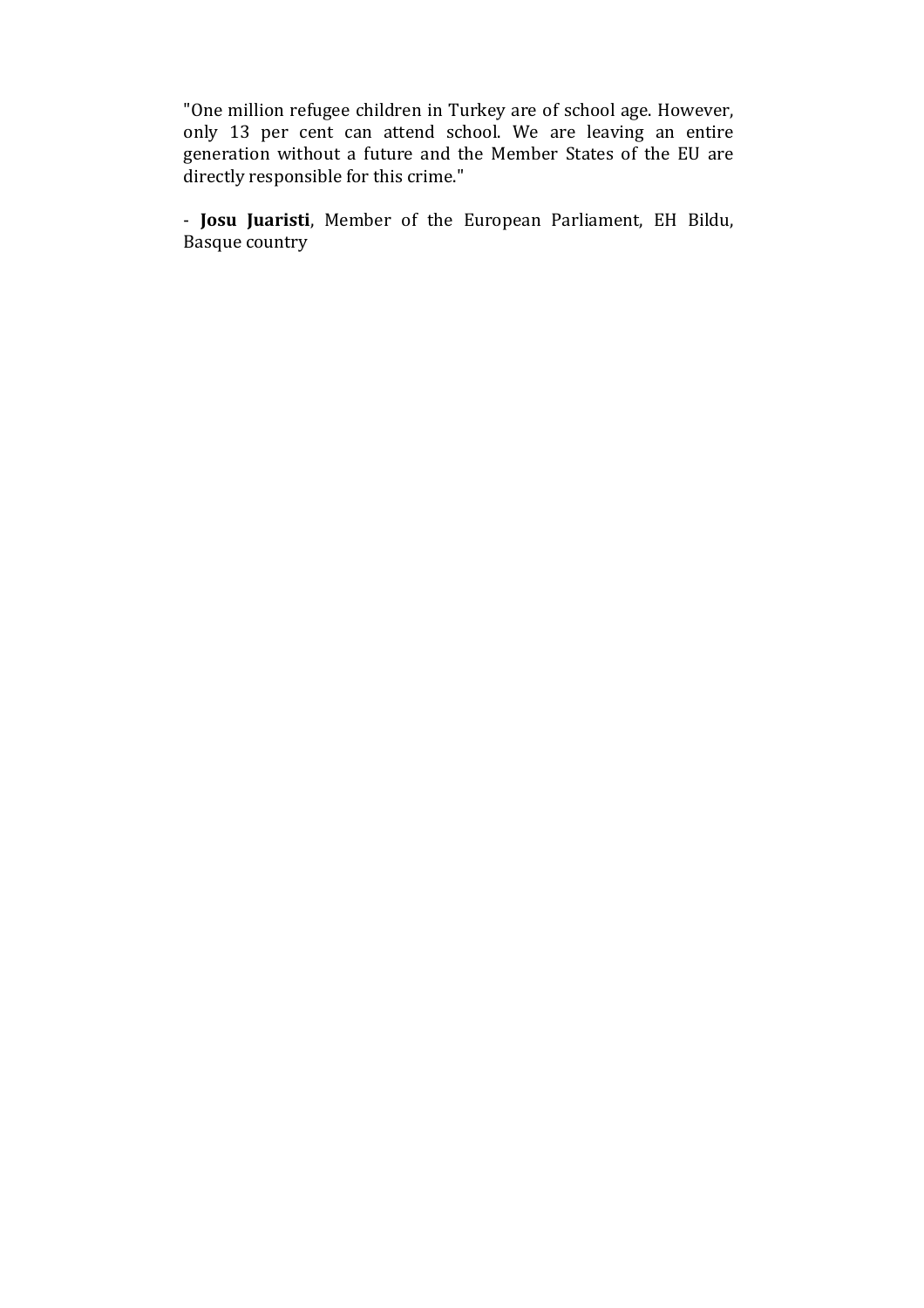"One million refugee children in Turkey are of school age. However, only 13 per cent can attend school. We are leaving an entire generation without a future and the Member States of the EU are directly responsible for this crime."

- **Josu Juaristi**, Member of the European Parliament, EH Bildu, Basque country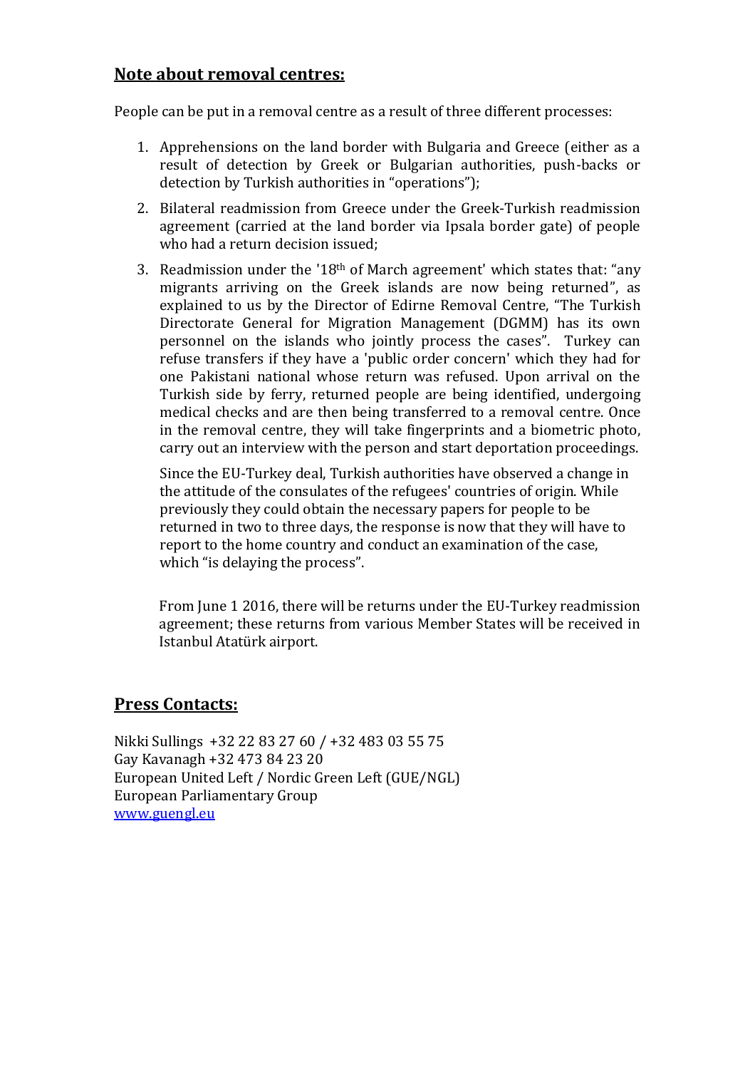## Note about removal centres:

People can be put in a removal centre as a result of three different processes:

1. Apprehensions on the land border with Bulgaria and Greece (either as a result of detection by Greek or Bulgarian authorities, push-backs or detection by Turkish authorities in "operations");
2. Bilateral readmission from Greece under the Greek-Turkish readmission agreement (carried at the land border via Ipsala border gate) of people who had a return decision issued;
3. Readmission under the '18th of March agreement' which states that: "any migrants arriving on the Greek islands are now being returned", as explained to us by the Director of Edirne Removal Centre, "The Turkish Directorate General for Migration Management (DGMM) has its own personnel on the islands who jointly process the cases". Turkey can refuse transfers if they have a 'public order concern' which they had for one Pakistani national whose return was refused. Upon arrival on the Turkish side by ferry, returned people are being identified, undergoing medical checks and are then being transferred to a removal centre. Once in the removal centre, they will take fingerprints and a biometric photo, carry out an interview with the person and start deportation proceedings.

   Since the EU-Turkey deal, Turkish authorities have observed a change in the attitude of the consulates of the refugees' countries of origin. While previously they could obtain the necessary papers for people to be returned in two to three days, the response is now that they will have to report to the home country and conduct an examination of the case, which "is delaying the process".

   From June 1 2016, there will be returns under the EU-Turkey readmission agreement; these returns from various Member States will be received in Istanbul Atatürk airport.

## Press Contacts:

Nikki Sullings +32 22 83 27 60 / +32 483 03 55 75
Gay Kavanagh +32 473 84 23 20
European United Left / Nordic Green Left (GUE/NGL)
European Parliamentary Group
[www.guengl.eu](http://www.guengl.eu)